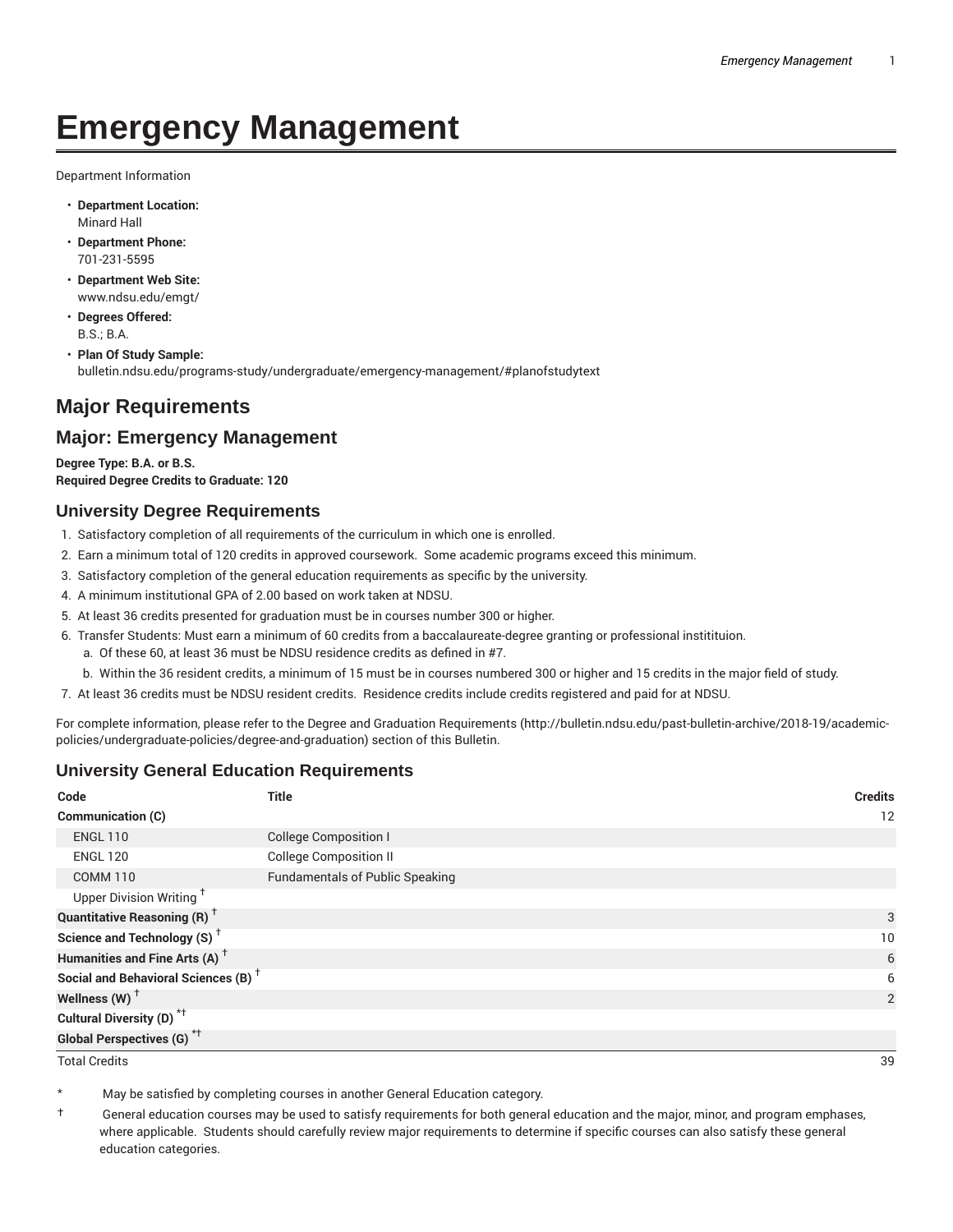# Emergency Management

Department Information

- **Department Location:**
  Minard Hall
- **Department Phone:**
  701-231-5595
- **Department Web Site:**
  www.ndsu.edu/emgt/
- **Degrees Offered:**
  B.S.; B.A.
- **Plan Of Study Sample:**
  bulletin.ndsu.edu/programs-study/undergraduate/emergency-management/#planofstudytext

## Major Requirements

## Major: Emergency Management

**Degree Type: B.A. or B.S.**
**Required Degree Credits to Graduate: 120**

### University Degree Requirements

1. Satisfactory completion of all requirements of the curriculum in which one is enrolled.
2. Earn a minimum total of 120 credits in approved coursework. Some academic programs exceed this minimum.
3. Satisfactory completion of the general education requirements as specific by the university.
4. A minimum institutional GPA of 2.00 based on work taken at NDSU.
5. At least 36 credits presented for graduation must be in courses number 300 or higher.
6. Transfer Students: Must earn a minimum of 60 credits from a baccalaureate-degree granting or professional instititution.
   a. Of these 60, at least 36 must be NDSU residence credits as defined in #7.
   b. Within the 36 resident credits, a minimum of 15 must be in courses numbered 300 or higher and 15 credits in the major field of study.
7. At least 36 credits must be NDSU resident credits. Residence credits include credits registered and paid for at NDSU.

For complete information, please refer to the Degree and Graduation Requirements (http://bulletin.ndsu.edu/past-bulletin-archive/2018-19/academic-policies/undergraduate-policies/degree-and-graduation) section of this Bulletin.

### University General Education Requirements

| Code | Title | Credits |
|---|---|---|
| **Communication (C)** | | 12 |
| ENGL 110 | College Composition I | |
| ENGL 120 | College Composition II | |
| COMM 110 | Fundamentals of Public Speaking | |
| Upper Division Writing † | | |
| **Quantitative Reasoning (R) †** | | 3 |
| **Science and Technology (S) †** | | 10 |
| **Humanities and Fine Arts (A) †** | | 6 |
| **Social and Behavioral Sciences (B) †** | | 6 |
| **Wellness (W) †** | | 2 |
| **Cultural Diversity (D) *†** | | |
| **Global Perspectives (G) *†** | | |
| Total Credits | | 39 |

\* May be satisfied by completing courses in another General Education category.

† General education courses may be used to satisfy requirements for both general education and the major, minor, and program emphases, where applicable. Students should carefully review major requirements to determine if specific courses can also satisfy these general education categories.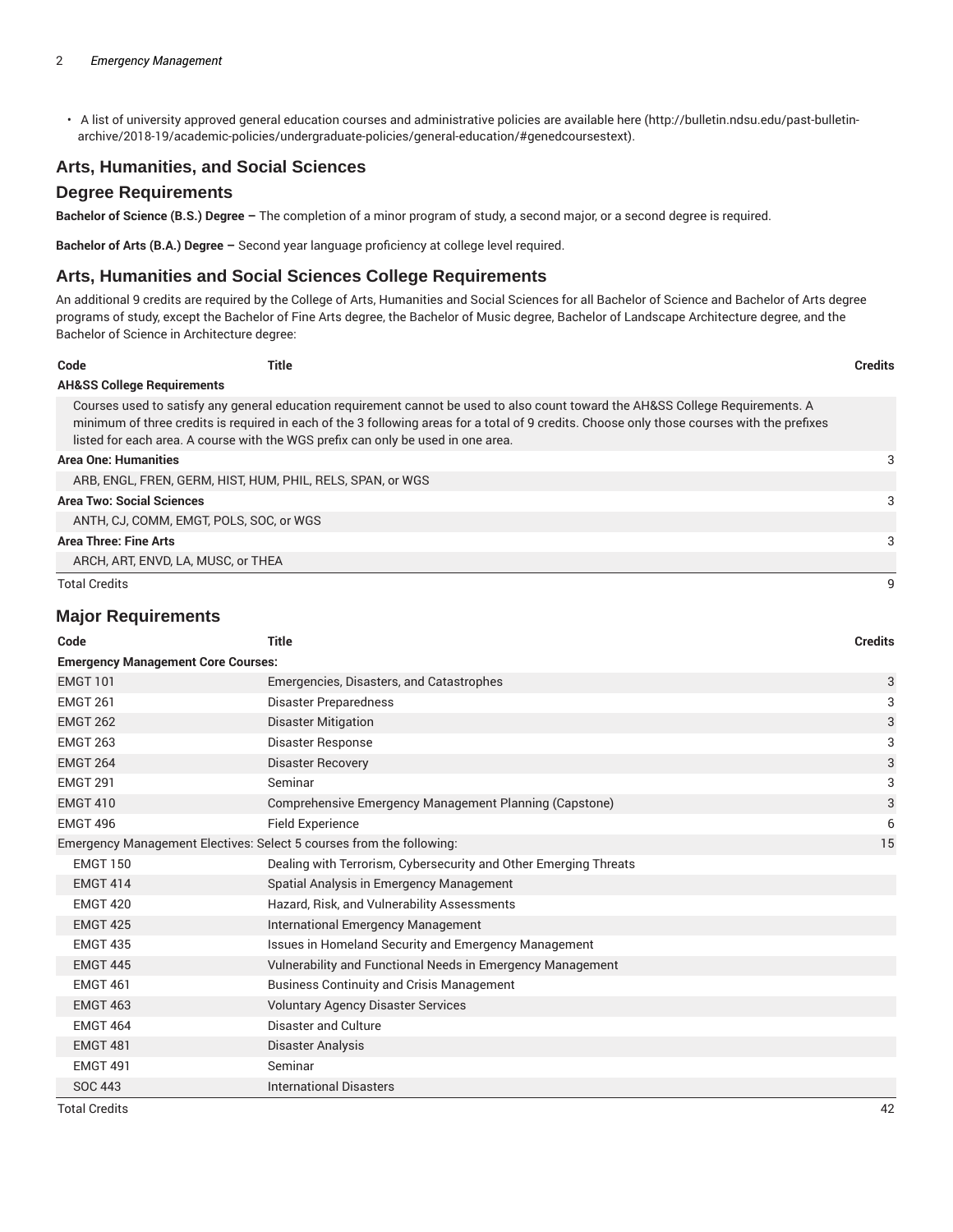- A list of university approved general education courses and administrative policies are available here (http://bulletin.ndsu.edu/past-bulletin-archive/2018-19/academic-policies/undergraduate-policies/general-education/#genedcoursestext).

## Arts, Humanities, and Social Sciences

## Degree Requirements

**Bachelor of Science (B.S.) Degree –** The completion of a minor program of study, a second major, or a second degree is required.

**Bachelor of Arts (B.A.) Degree –** Second year language proficiency at college level required.

## Arts, Humanities and Social Sciences College Requirements

An additional 9 credits are required by the College of Arts, Humanities and Social Sciences for all Bachelor of Science and Bachelor of Arts degree programs of study, except the Bachelor of Fine Arts degree, the Bachelor of Music degree, Bachelor of Landscape Architecture degree, and the Bachelor of Science in Architecture degree:

| Code | Title | Credits |
|---|---|---|
| **AH&SS College Requirements** | | |
| Courses used to satisfy any general education requirement cannot be used to also count toward the AH&SS College Requirements. A minimum of three credits is required in each of the 3 following areas for a total of 9 credits. Choose only those courses with the prefixes listed for each area. A course with the WGS prefix can only be used in one area. | | |
| **Area One: Humanities** | | 3 |
| ARB, ENGL, FREN, GERM, HIST, HUM, PHIL, RELS, SPAN, or WGS | | |
| **Area Two: Social Sciences** | | 3 |
| ANTH, CJ, COMM, EMGT, POLS, SOC, or WGS | | |
| **Area Three: Fine Arts** | | 3 |
| ARCH, ART, ENVD, LA, MUSC, or THEA | | |
| Total Credits | | 9 |

## Major Requirements

| Code | Title | Credits |
|---|---|---|
| **Emergency Management Core Courses:** | | |
| EMGT 101 | Emergencies, Disasters, and Catastrophes | 3 |
| EMGT 261 | Disaster Preparedness | 3 |
| EMGT 262 | Disaster Mitigation | 3 |
| EMGT 263 | Disaster Response | 3 |
| EMGT 264 | Disaster Recovery | 3 |
| EMGT 291 | Seminar | 3 |
| EMGT 410 | Comprehensive Emergency Management Planning (Capstone) | 3 |
| EMGT 496 | Field Experience | 6 |
| Emergency Management Electives: Select 5 courses from the following: | | 15 |
| EMGT 150 | Dealing with Terrorism, Cybersecurity and Other Emerging Threats | |
| EMGT 414 | Spatial Analysis in Emergency Management | |
| EMGT 420 | Hazard, Risk, and Vulnerability Assessments | |
| EMGT 425 | International Emergency Management | |
| EMGT 435 | Issues in Homeland Security and Emergency Management | |
| EMGT 445 | Vulnerability and Functional Needs in Emergency Management | |
| EMGT 461 | Business Continuity and Crisis Management | |
| EMGT 463 | Voluntary Agency Disaster Services | |
| EMGT 464 | Disaster and Culture | |
| EMGT 481 | Disaster Analysis | |
| EMGT 491 | Seminar | |
| SOC 443 | International Disasters | |
| Total Credits | | 42 |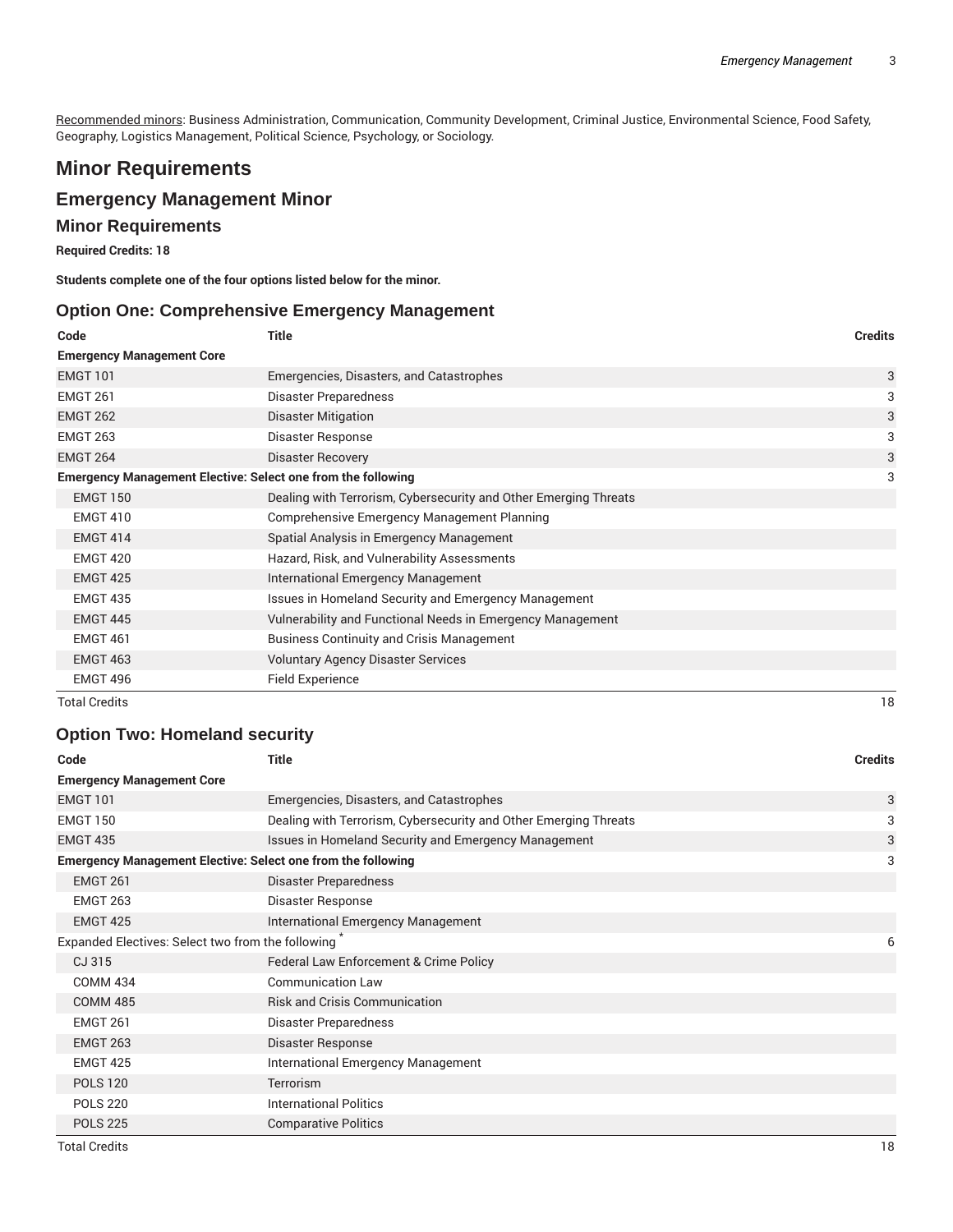Recommended minors: Business Administration, Communication, Community Development, Criminal Justice, Environmental Science, Food Safety, Geography, Logistics Management, Political Science, Psychology, or Sociology.

# Minor Requirements

## Emergency Management Minor

### Minor Requirements

**Required Credits: 18**

**Students complete one of the four options listed below for the minor.**

### Option One: Comprehensive Emergency Management

| Code | Title | Credits |
|---|---|---|
| **Emergency Management Core** | | |
| EMGT 101 | Emergencies, Disasters, and Catastrophes | 3 |
| EMGT 261 | Disaster Preparedness | 3 |
| EMGT 262 | Disaster Mitigation | 3 |
| EMGT 263 | Disaster Response | 3 |
| EMGT 264 | Disaster Recovery | 3 |
| **Emergency Management Elective: Select one from the following** | | 3 |
| EMGT 150 | Dealing with Terrorism, Cybersecurity and Other Emerging Threats | |
| EMGT 410 | Comprehensive Emergency Management Planning | |
| EMGT 414 | Spatial Analysis in Emergency Management | |
| EMGT 420 | Hazard, Risk, and Vulnerability Assessments | |
| EMGT 425 | International Emergency Management | |
| EMGT 435 | Issues in Homeland Security and Emergency Management | |
| EMGT 445 | Vulnerability and Functional Needs in Emergency Management | |
| EMGT 461 | Business Continuity and Crisis Management | |
| EMGT 463 | Voluntary Agency Disaster Services | |
| EMGT 496 | Field Experience | |
| Total Credits | | 18 |

### Option Two: Homeland security

| Code | Title | Credits |
|---|---|---|
| **Emergency Management Core** | | |
| EMGT 101 | Emergencies, Disasters, and Catastrophes | 3 |
| EMGT 150 | Dealing with Terrorism, Cybersecurity and Other Emerging Threats | 3 |
| EMGT 435 | Issues in Homeland Security and Emergency Management | 3 |
| **Emergency Management Elective: Select one from the following** | | 3 |
| EMGT 261 | Disaster Preparedness | |
| EMGT 263 | Disaster Response | |
| EMGT 425 | International Emergency Management | |
| Expanded Electives: Select two from the following * | | 6 |
| CJ 315 | Federal Law Enforcement & Crime Policy | |
| COMM 434 | Communication Law | |
| COMM 485 | Risk and Crisis Communication | |
| EMGT 261 | Disaster Preparedness | |
| EMGT 263 | Disaster Response | |
| EMGT 425 | International Emergency Management | |
| POLS 120 | Terrorism | |
| POLS 220 | International Politics | |
| POLS 225 | Comparative Politics | |
| Total Credits | | 18 |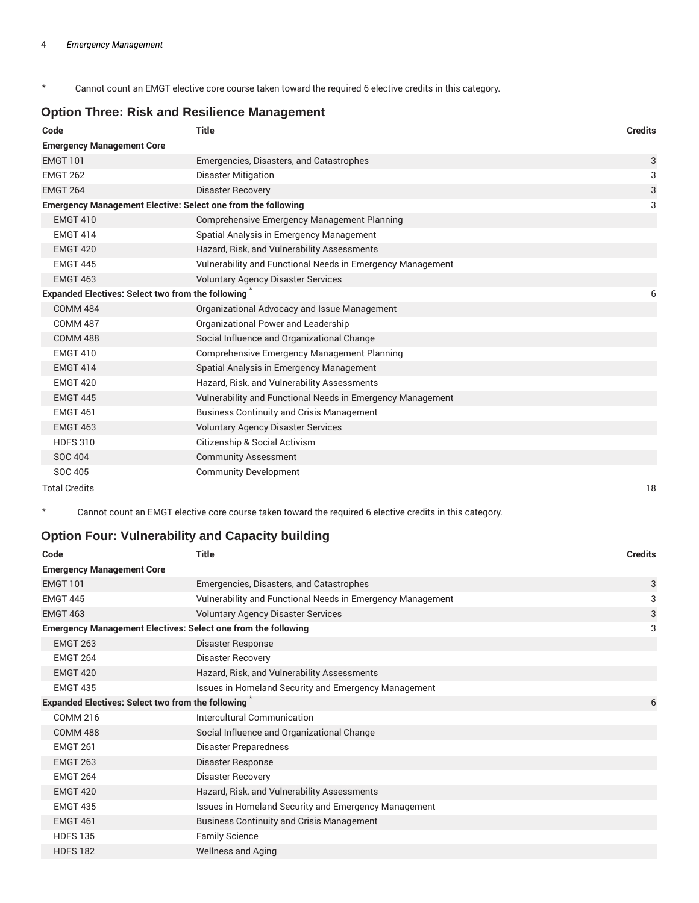\* Cannot count an EMGT elective core course taken toward the required 6 elective credits in this category.

## Option Three: Risk and Resilience Management

| Code | Title | Credits |
| --- | --- | --- |
| **Emergency Management Core** | | |
| EMGT 101 | Emergencies, Disasters, and Catastrophes | 3 |
| EMGT 262 | Disaster Mitigation | 3 |
| EMGT 264 | Disaster Recovery | 3 |
| **Emergency Management Elective: Select one from the following** | | 3 |
| EMGT 410 | Comprehensive Emergency Management Planning | |
| EMGT 414 | Spatial Analysis in Emergency Management | |
| EMGT 420 | Hazard, Risk, and Vulnerability Assessments | |
| EMGT 445 | Vulnerability and Functional Needs in Emergency Management | |
| EMGT 463 | Voluntary Agency Disaster Services | |
| **Expanded Electives: Select two from the following** * | | 6 |
| COMM 484 | Organizational Advocacy and Issue Management | |
| COMM 487 | Organizational Power and Leadership | |
| COMM 488 | Social Influence and Organizational Change | |
| EMGT 410 | Comprehensive Emergency Management Planning | |
| EMGT 414 | Spatial Analysis in Emergency Management | |
| EMGT 420 | Hazard, Risk, and Vulnerability Assessments | |
| EMGT 445 | Vulnerability and Functional Needs in Emergency Management | |
| EMGT 461 | Business Continuity and Crisis Management | |
| EMGT 463 | Voluntary Agency Disaster Services | |
| HDFS 310 | Citizenship & Social Activism | |
| SOC 404 | Community Assessment | |
| SOC 405 | Community Development | |
| Total Credits | | 18 |

\* Cannot count an EMGT elective core course taken toward the required 6 elective credits in this category.

## Option Four: Vulnerability and Capacity building

| Code | Title | Credits |
| --- | --- | --- |
| **Emergency Management Core** | | |
| EMGT 101 | Emergencies, Disasters, and Catastrophes | 3 |
| EMGT 445 | Vulnerability and Functional Needs in Emergency Management | 3 |
| EMGT 463 | Voluntary Agency Disaster Services | 3 |
| **Emergency Management Electives: Select one from the following** | | 3 |
| EMGT 263 | Disaster Response | |
| EMGT 264 | Disaster Recovery | |
| EMGT 420 | Hazard, Risk, and Vulnerability Assessments | |
| EMGT 435 | Issues in Homeland Security and Emergency Management | |
| **Expanded Electives: Select two from the following** * | | 6 |
| COMM 216 | Intercultural Communication | |
| COMM 488 | Social Influence and Organizational Change | |
| EMGT 261 | Disaster Preparedness | |
| EMGT 263 | Disaster Response | |
| EMGT 264 | Disaster Recovery | |
| EMGT 420 | Hazard, Risk, and Vulnerability Assessments | |
| EMGT 435 | Issues in Homeland Security and Emergency Management | |
| EMGT 461 | Business Continuity and Crisis Management | |
| HDFS 135 | Family Science | |
| HDFS 182 | Wellness and Aging | |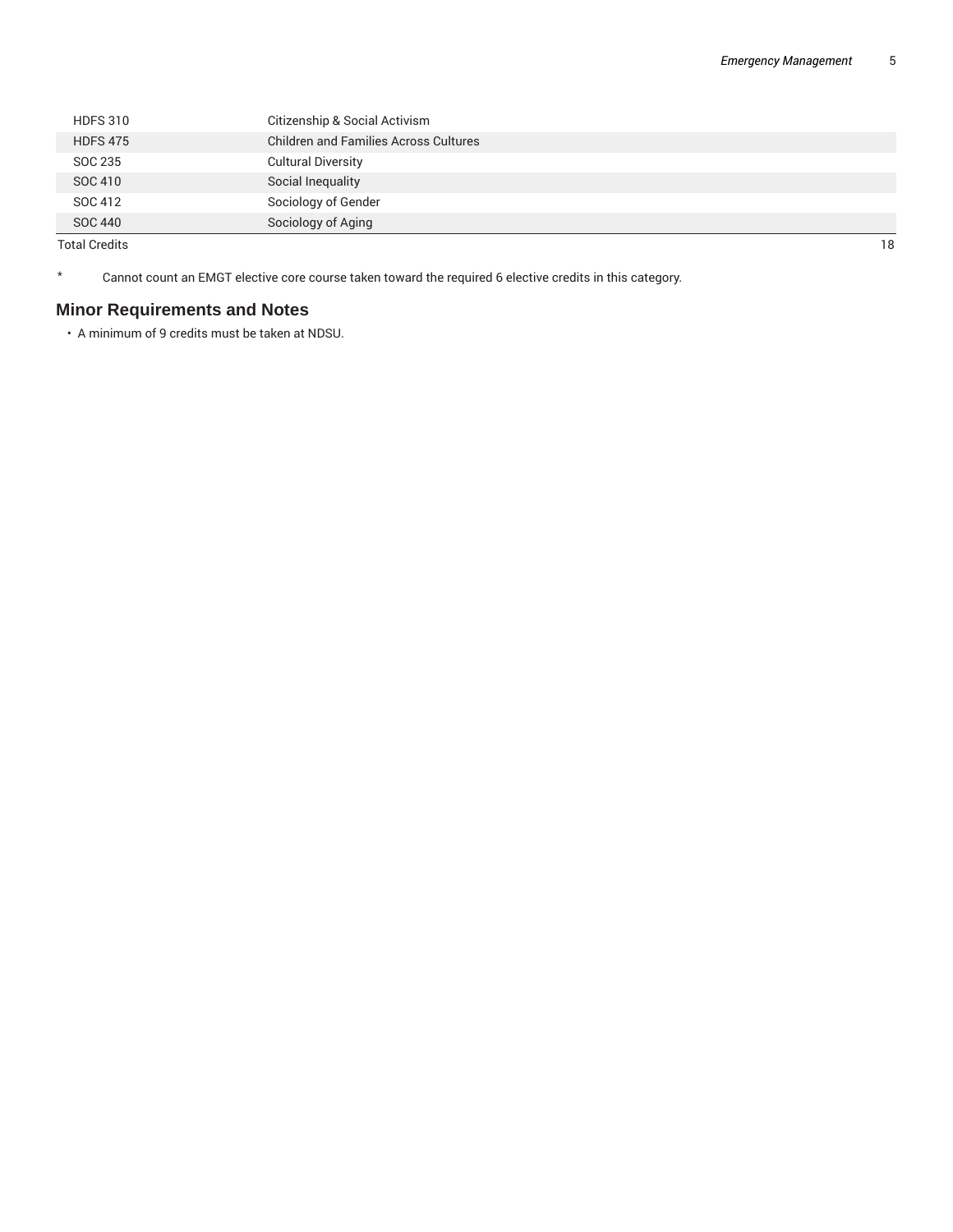| | | |
|---|---|---|
| HDFS 310 | Citizenship & Social Activism | |
| HDFS 475 | Children and Families Across Cultures | |
| SOC 235 | Cultural Diversity | |
| SOC 410 | Social Inequality | |
| SOC 412 | Sociology of Gender | |
| SOC 440 | Sociology of Aging | |
| Total Credits | | 18 |

\* Cannot count an EMGT elective core course taken toward the required 6 elective credits in this category.

## Minor Requirements and Notes

- A minimum of 9 credits must be taken at NDSU.